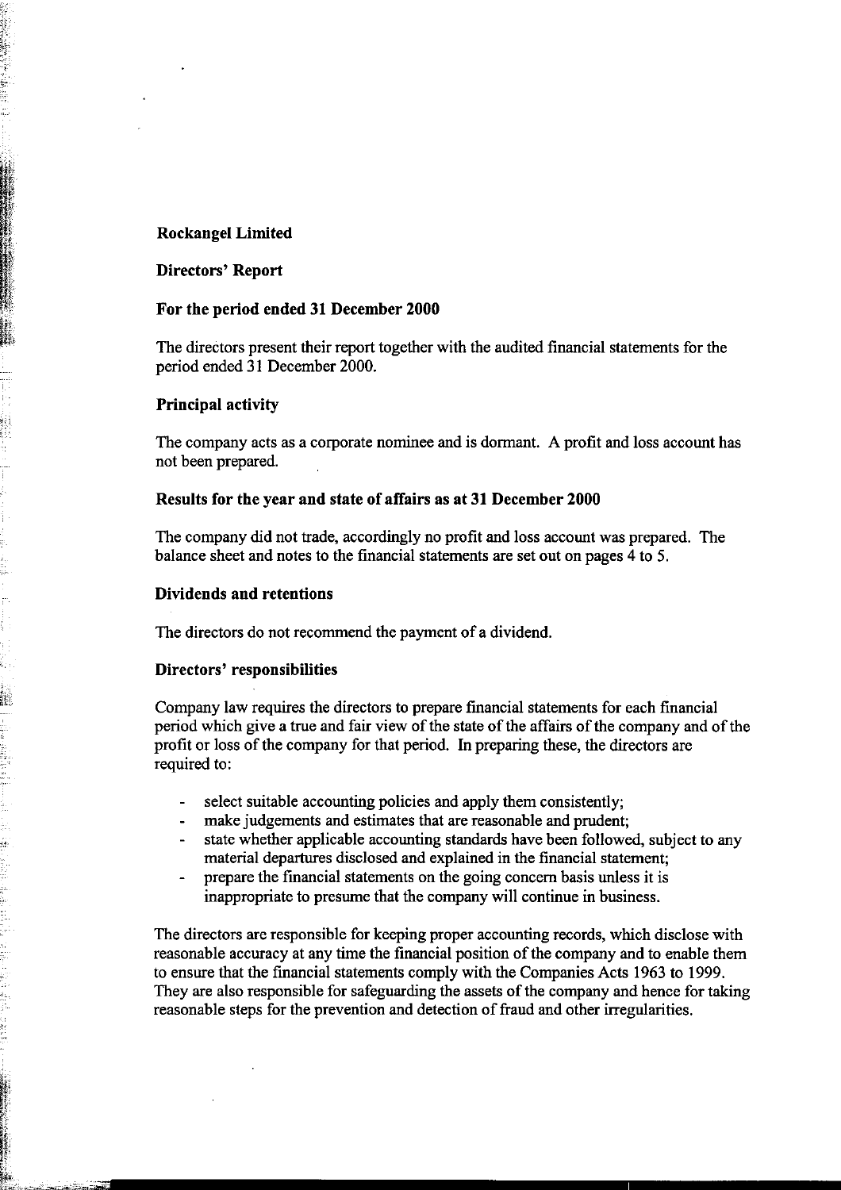**Rockangel Limited**

**Directors' Report**

**For the period ended 31 December 2000**

The directors present their report together with the audited financial statements for the period ended 31 December 2000.

**Principal activity**

The company acts as a corporate nominee and is dormant. A profit and loss account has not been prepared.

**Results for the year and state of affairs as at 31 December 2000**

The company did not trade, accordingly no profit and loss account was prepared. The balance sheet and notes to the financial statements are set out on pages 4 to 5.

**Dividends and retentions**

The directors do not recommend the payment of a dividend.

**Directors' responsibilities**

Company law requires the directors to prepare financial statements for each financial period which give a true and fair view of the state of the affairs of the company and of the profit or loss of the company for that period. In preparing these, the directors are required to:

- select suitable accounting policies and apply them consistently;
- make judgements and estimates that are reasonable and prudent;
- state whether applicable accounting standards have been followed, subject to any material departures disclosed and explained in the financial statement;
- prepare the financial statements on the going concern basis unless it is inappropriate to presume that the company will continue in business.

The directors are responsible for keeping proper accounting records, which disclose with reasonable accuracy at any time the financial position of the company and to enable them to ensure that the financial statements comply with the Companies Acts 1963 to 1999. They are also responsible for safeguarding the assets of the company and hence for taking reasonable steps for the prevention and detection of fraud and other irregularities.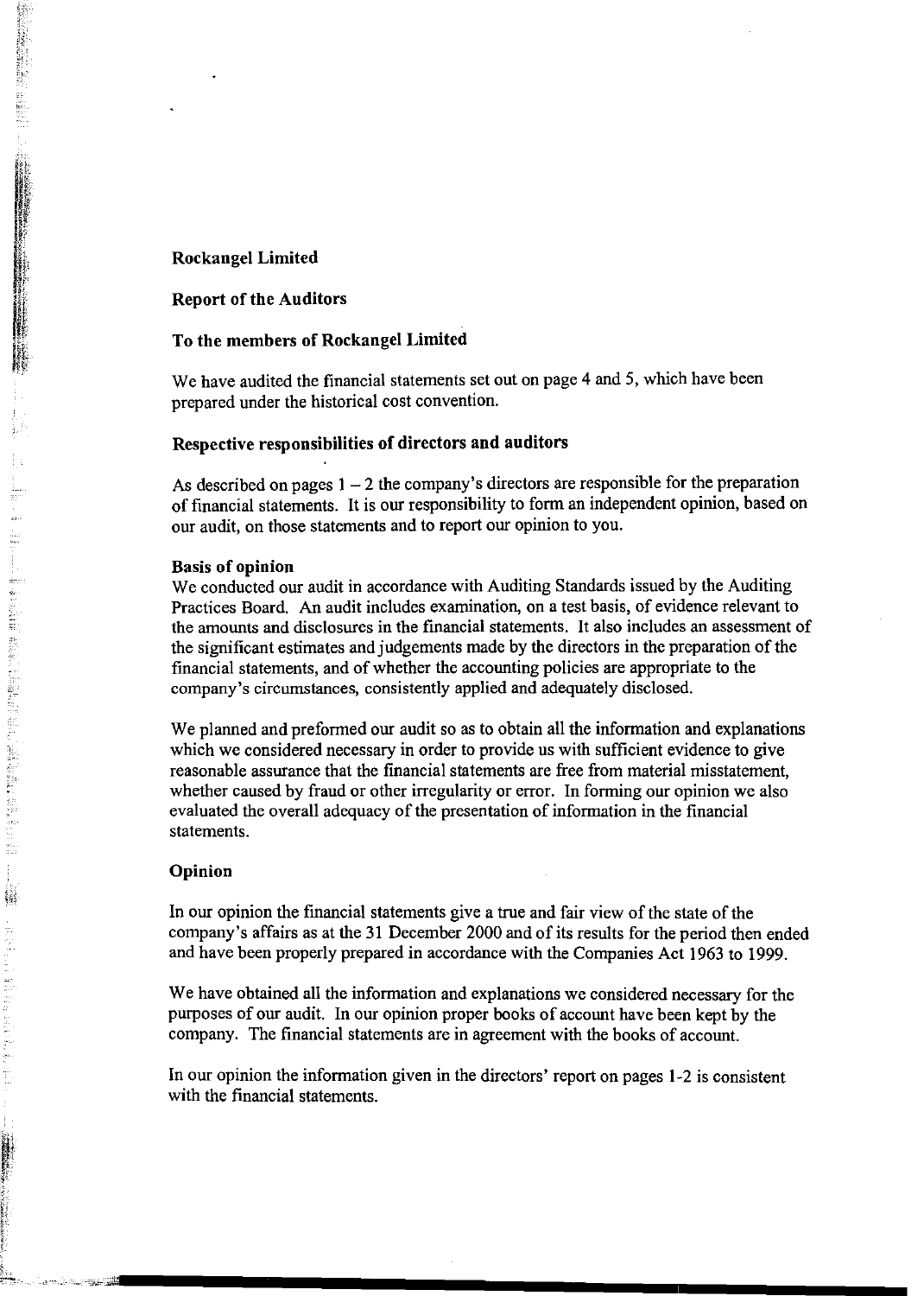**Rockangel Limited**

**Report of the Auditors**

**To the members of Rockangel Limited**

We have audited the financial statements set out on page 4 and 5, which have been prepared under the historical cost convention.

**Respective responsibilities of directors and auditors**

As described on pages 1 – 2 the company's directors are responsible for the preparation of financial statements. It is our responsibility to form an independent opinion, based on our audit, on those statements and to report our opinion to you.

**Basis of opinion**

We conducted our audit in accordance with Auditing Standards issued by the Auditing Practices Board. An audit includes examination, on a test basis, of evidence relevant to the amounts and disclosures in the financial statements. It also includes an assessment of the significant estimates and judgements made by the directors in the preparation of the financial statements, and of whether the accounting policies are appropriate to the company's circumstances, consistently applied and adequately disclosed.

We planned and preformed our audit so as to obtain all the information and explanations which we considered necessary in order to provide us with sufficient evidence to give reasonable assurance that the financial statements are free from material misstatement, whether caused by fraud or other irregularity or error. In forming our opinion we also evaluated the overall adequacy of the presentation of information in the financial statements.

**Opinion**

In our opinion the financial statements give a true and fair view of the state of the company's affairs as at the 31 December 2000 and of its results for the period then ended and have been properly prepared in accordance with the Companies Act 1963 to 1999.

We have obtained all the information and explanations we considered necessary for the purposes of our audit. In our opinion proper books of account have been kept by the company. The financial statements are in agreement with the books of account.

In our opinion the information given in the directors' report on pages 1-2 is consistent with the financial statements.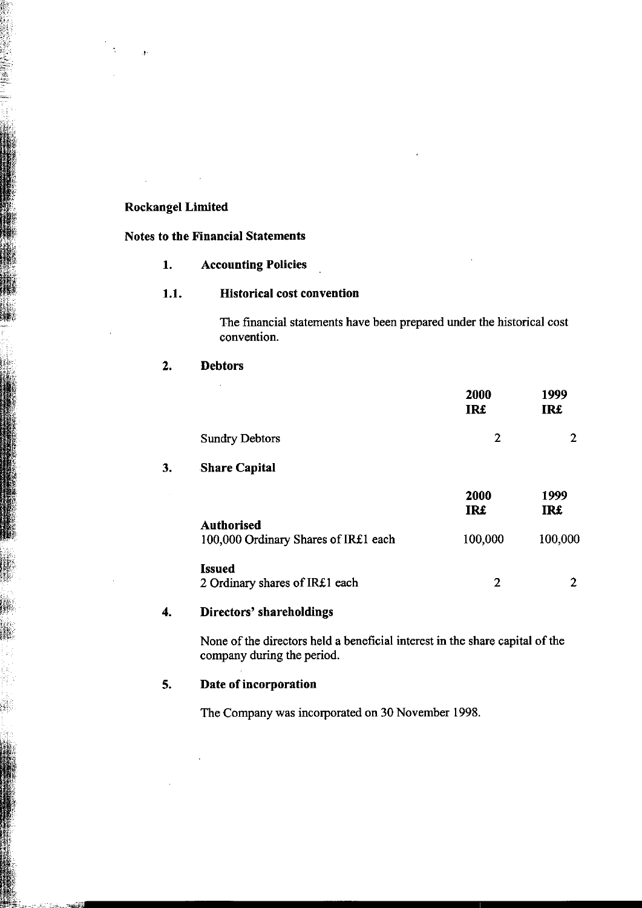**Rockangel Limited**

**Notes to the Financial Statements**

**1. Accounting Policies**

**1.1. Historical cost convention**

The financial statements have been prepared under the historical cost convention.

**2. Debtors**

| | 2000 IR£ | 1999 IR£ |
|---|---|---|
| Sundry Debtors | 2 | 2 |

**3. Share Capital**

| | 2000 IR£ | 1999 IR£ |
|---|---|---|
| **Authorised** | | |
| 100,000 Ordinary Shares of IR£1 each | 100,000 | 100,000 |
| **Issued** | | |
| 2 Ordinary shares of IR£1 each | 2 | 2 |

**4. Directors' shareholdings**

None of the directors held a beneficial interest in the share capital of the company during the period.

**5. Date of incorporation**

The Company was incorporated on 30 November 1998.